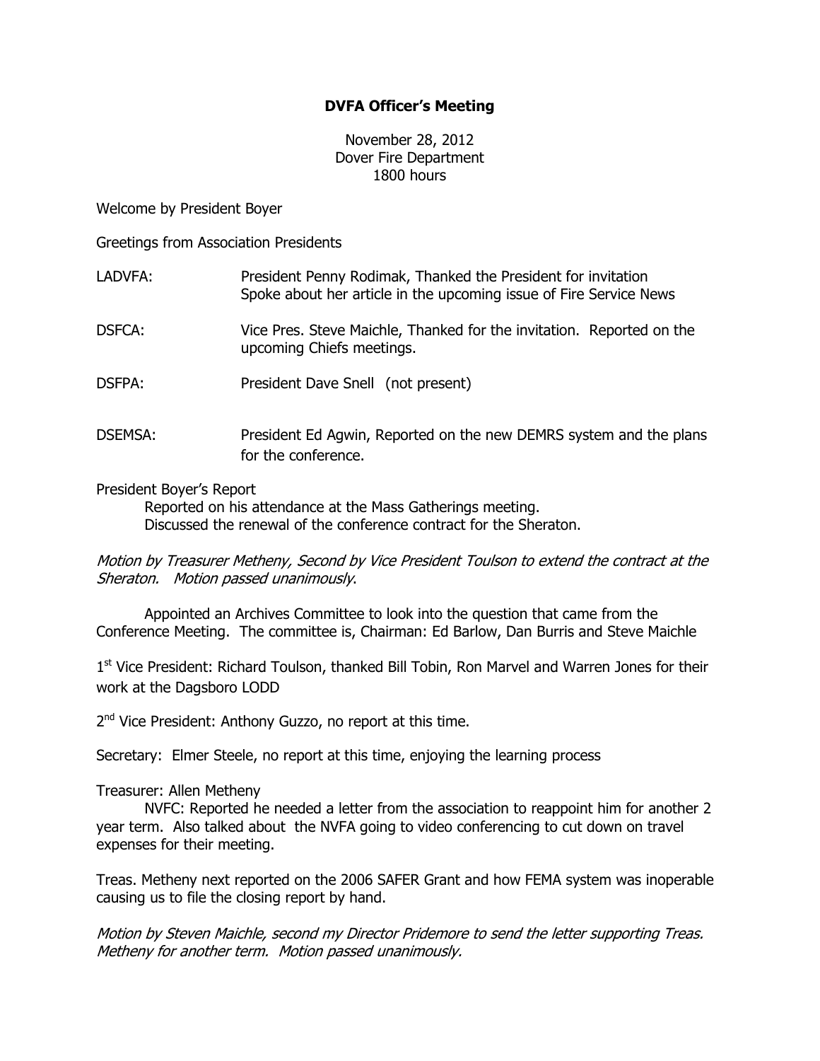# DVFA Officer's Meeting

November 28, 2012
Dover Fire Department
1800 hours

Welcome by President Boyer

Greetings from Association Presidents

| | |
|---|---|
| LADVFA: | President Penny Rodimak, Thanked the President for invitation Spoke about her article in the upcoming issue of Fire Service News |
| DSFCA: | Vice Pres. Steve Maichle, Thanked for the invitation. Reported on the upcoming Chiefs meetings. |
| DSFPA: | President Dave Snell (not present) |
| DSEMSA: | President Ed Agwin, Reported on the new DEMRS system and the plans for the conference. |

President Boyer's Report

Reported on his attendance at the Mass Gatherings meeting.
Discussed the renewal of the conference contract for the Sheraton.

*Motion by Treasurer Metheny, Second by Vice President Toulson to extend the contract at the Sheraton. Motion passed unanimously.*

Appointed an Archives Committee to look into the question that came from the Conference Meeting. The committee is, Chairman: Ed Barlow, Dan Burris and Steve Maichle

1st Vice President: Richard Toulson, thanked Bill Tobin, Ron Marvel and Warren Jones for their work at the Dagsboro LODD

2nd Vice President: Anthony Guzzo, no report at this time.

Secretary: Elmer Steele, no report at this time, enjoying the learning process

Treasurer: Allen Metheny

NVFC: Reported he needed a letter from the association to reappoint him for another 2 year term. Also talked about the NVFA going to video conferencing to cut down on travel expenses for their meeting.

Treas. Metheny next reported on the 2006 SAFER Grant and how FEMA system was inoperable causing us to file the closing report by hand.

*Motion by Steven Maichle, second my Director Pridemore to send the letter supporting Treas. Metheny for another term. Motion passed unanimously.*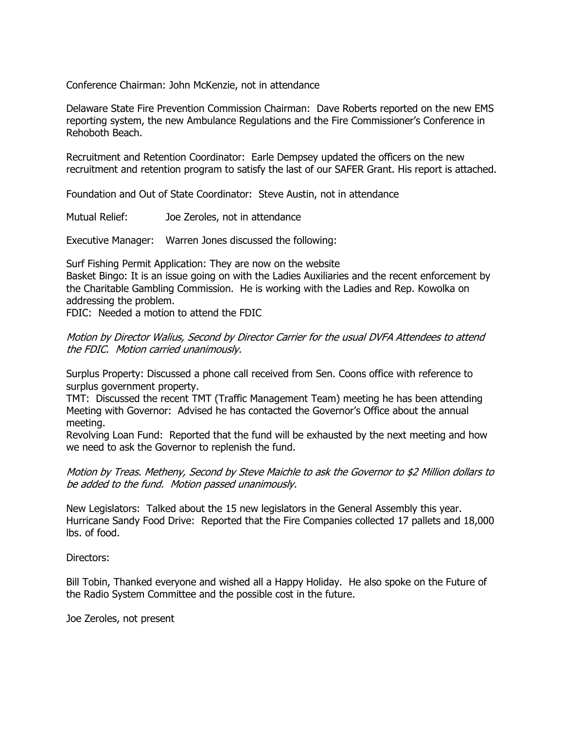Conference Chairman: John McKenzie, not in attendance

Delaware State Fire Prevention Commission Chairman: Dave Roberts reported on the new EMS reporting system, the new Ambulance Regulations and the Fire Commissioner's Conference in Rehoboth Beach.

Recruitment and Retention Coordinator: Earle Dempsey updated the officers on the new recruitment and retention program to satisfy the last of our SAFER Grant. His report is attached.

Foundation and Out of State Coordinator: Steve Austin, not in attendance

Mutual Relief: Joe Zeroles, not in attendance

Executive Manager: Warren Jones discussed the following:

Surf Fishing Permit Application: They are now on the website
Basket Bingo: It is an issue going on with the Ladies Auxiliaries and the recent enforcement by the Charitable Gambling Commission. He is working with the Ladies and Rep. Kowolka on addressing the problem.
FDIC: Needed a motion to attend the FDIC

*Motion by Director Walius, Second by Director Carrier for the usual DVFA Attendees to attend the FDIC. Motion carried unanimously.*

Surplus Property: Discussed a phone call received from Sen. Coons office with reference to surplus government property.
TMT: Discussed the recent TMT (Traffic Management Team) meeting he has been attending
Meeting with Governor: Advised he has contacted the Governor's Office about the annual meeting.
Revolving Loan Fund: Reported that the fund will be exhausted by the next meeting and how we need to ask the Governor to replenish the fund.

*Motion by Treas. Metheny, Second by Steve Maichle to ask the Governor to $2 Million dollars to be added to the fund. Motion passed unanimously.*

New Legislators: Talked about the 15 new legislators in the General Assembly this year.
Hurricane Sandy Food Drive: Reported that the Fire Companies collected 17 pallets and 18,000 lbs. of food.

Directors:

Bill Tobin, Thanked everyone and wished all a Happy Holiday. He also spoke on the Future of the Radio System Committee and the possible cost in the future.

Joe Zeroles, not present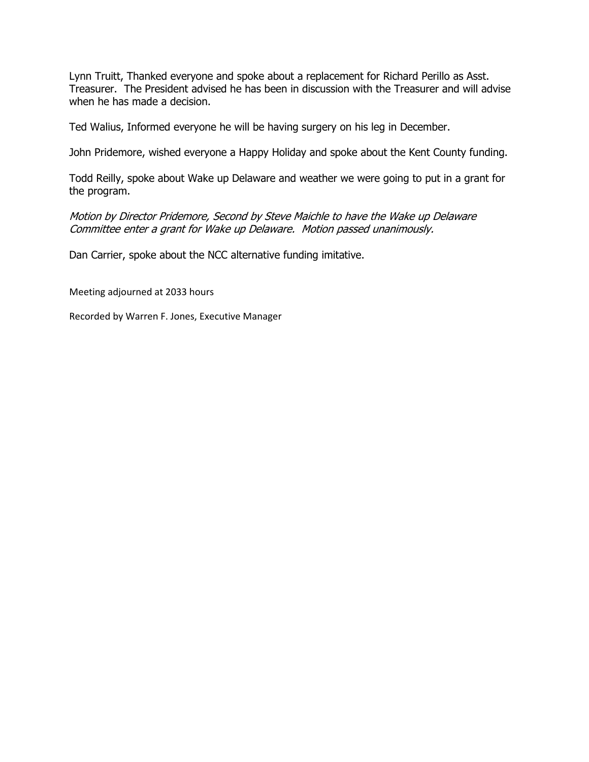Lynn Truitt, Thanked everyone and spoke about a replacement for Richard Perillo as Asst. Treasurer. The President advised he has been in discussion with the Treasurer and will advise when he has made a decision.

Ted Walius, Informed everyone he will be having surgery on his leg in December.

John Pridemore, wished everyone a Happy Holiday and spoke about the Kent County funding.

Todd Reilly, spoke about Wake up Delaware and weather we were going to put in a grant for the program.

*Motion by Director Pridemore, Second by Steve Maichle to have the Wake up Delaware Committee enter a grant for Wake up Delaware. Motion passed unanimously.*

Dan Carrier, spoke about the NCC alternative funding imitative.

Meeting adjourned at 2033 hours

Recorded by Warren F. Jones, Executive Manager